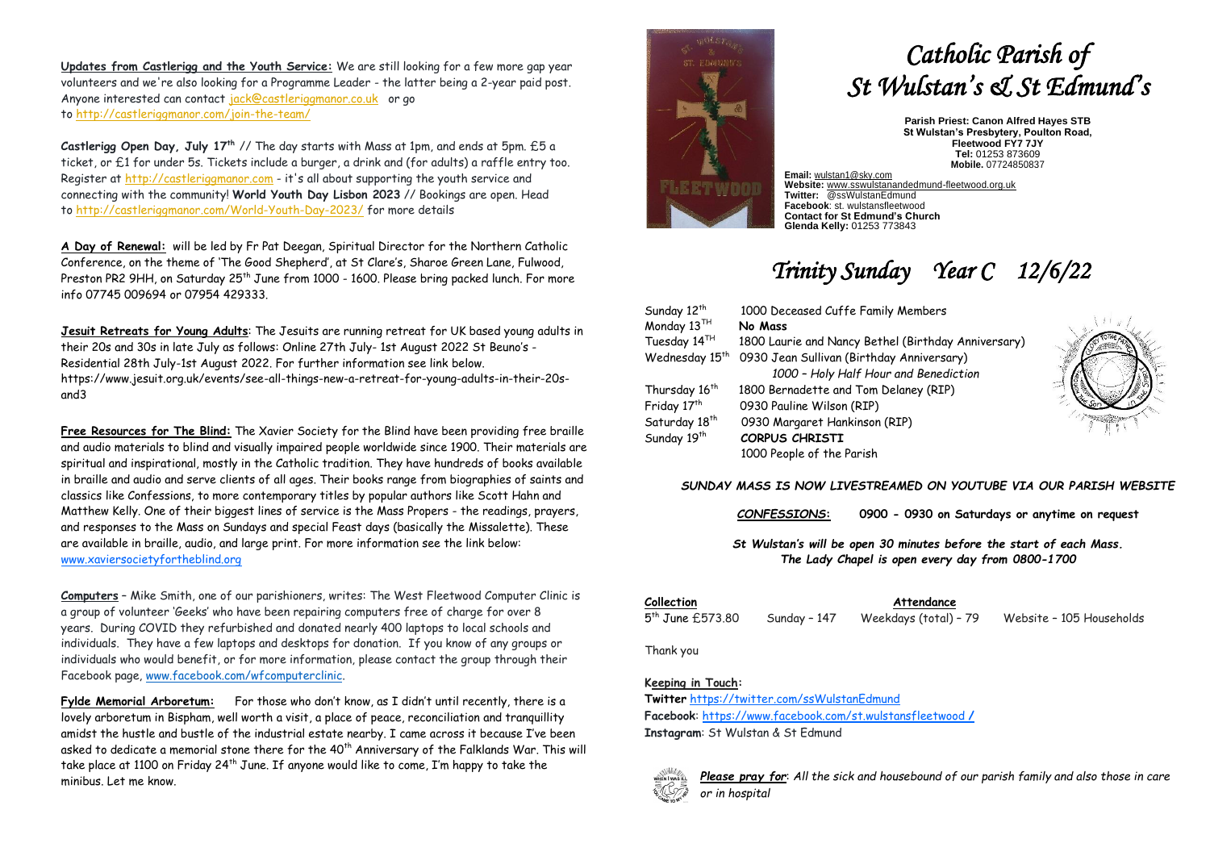# Catholic Parish of St Wulstan's & St Edmund's

**Parish Priest: Canon Alfred Hayes STB**
**St Wulstan's Presbytery, Poulton Road, Fleetwood FY7 7JY**
**Tel:** 01253 873609
**Mobile.** 07724850837

**Email:** wulstan1@sky.com
**Website:** www.sswulstanandedmund-fleetwood.org.uk
**Twitter:** @ssWulstanEdmund
**Facebook**: st. wulstansfleetwood
**Contact for St Edmund's Church**
**Glenda Kelly:** 01253 773843

## Trinity Sunday Year C 12/6/22

| | |
|---|---|
| Sunday 12th | 1000 Deceased Cuffe Family Members |
| Monday 13TH | **No Mass** |
| Tuesday 14TH | 1800 Laurie and Nancy Bethel (Birthday Anniversary) |
| Wednesday 15th | 0930 Jean Sullivan (Birthday Anniversary) |
| | *1000 – Holy Half Hour and Benediction* |
| Thursday 16th | 1800 Bernadette and Tom Delaney (RIP) |
| Friday 17th | 0930 Pauline Wilson (RIP) |
| Saturday 18th | 0930 Margaret Hankinson (RIP) |
| Sunday 19th | **CORPUS CHRISTI** |
| | 1000 People of the Parish |

***SUNDAY MASS IS NOW LIVESTREAMED ON YOUTUBE VIA OUR PARISH WEBSITE***

***CONFESSIONS:*** **0900 - 0930 on Saturdays or anytime on request**

***St Wulstan's will be open 30 minutes before the start of each Mass.***
***The Lady Chapel is open every day from 0800-1700***

| **Collection** | | **Attendance** | |
|---|---|---|---|
| 5th June £573.80 | Sunday – 147 | Weekdays (total) – 79 | Website – 105 Households |

Thank you

**Keeping in Touch:**
**Twitter** https://twitter.com/ssWulstanEdmund
**Facebook**: https://www.facebook.com/st.wulstansfleetwood /
**Instagram**: St Wulstan & St Edmund

***Please pray for**: All the sick and housebound of our parish family and also those in care or in hospital*

**Updates from Castlerigg and the Youth Service:** We are still looking for a few more gap year volunteers and we're also looking for a Programme Leader - the latter being a 2-year paid post. Anyone interested can contact jack@castleriggmanor.co.uk or go to http://castleriggmanor.com/join-the-team/

**Castlerigg Open Day, July 17th** // The day starts with Mass at 1pm, and ends at 5pm. £5 a ticket, or £1 for under 5s. Tickets include a burger, a drink and (for adults) a raffle entry too. Register at http://castleriggmanor.com - it's all about supporting the youth service and connecting with the community! **World Youth Day Lisbon 2023** // Bookings are open. Head to http://castleriggmanor.com/World-Youth-Day-2023/ for more details

**A Day of Renewal:** will be led by Fr Pat Deegan, Spiritual Director for the Northern Catholic Conference, on the theme of 'The Good Shepherd', at St Clare's, Sharoe Green Lane, Fulwood, Preston PR2 9HH, on Saturday 25th June from 1000 - 1600. Please bring packed lunch. For more info 07745 009694 or 07954 429333.

**Jesuit Retreats for Young Adults**: The Jesuits are running retreat for UK based young adults in their 20s and 30s in late July as follows: Online 27th July- 1st August 2022 St Beuno's - Residential 28th July-1st August 2022. For further information see link below. https://www.jesuit.org.uk/events/see-all-things-new-a-retreat-for-young-adults-in-their-20s-and3

**Free Resources for The Blind:** The Xavier Society for the Blind have been providing free braille and audio materials to blind and visually impaired people worldwide since 1900. Their materials are spiritual and inspirational, mostly in the Catholic tradition. They have hundreds of books available in braille and audio and serve clients of all ages. Their books range from biographies of saints and classics like Confessions, to more contemporary titles by popular authors like Scott Hahn and Matthew Kelly. One of their biggest lines of service is the Mass Propers - the readings, prayers, and responses to the Mass on Sundays and special Feast days (basically the Missalette). These are available in braille, audio, and large print. For more information see the link below: www.xaviersocietyfortheblind.org

**Computers** – Mike Smith, one of our parishioners, writes: The West Fleetwood Computer Clinic is a group of volunteer 'Geeks' who have been repairing computers free of charge for over 8 years. During COVID they refurbished and donated nearly 400 laptops to local schools and individuals. They have a few laptops and desktops for donation. If you know of any groups or individuals who would benefit, or for more information, please contact the group through their Facebook page, www.facebook.com/wfcomputerclinic.

**Fylde Memorial Arboretum:** For those who don't know, as I didn't until recently, there is a lovely arboretum in Bispham, well worth a visit, a place of peace, reconciliation and tranquillity amidst the hustle and bustle of the industrial estate nearby. I came across it because I've been asked to dedicate a memorial stone there for the 40th Anniversary of the Falklands War. This will take place at 1100 on Friday 24th June. If anyone would like to come, I'm happy to take the minibus. Let me know.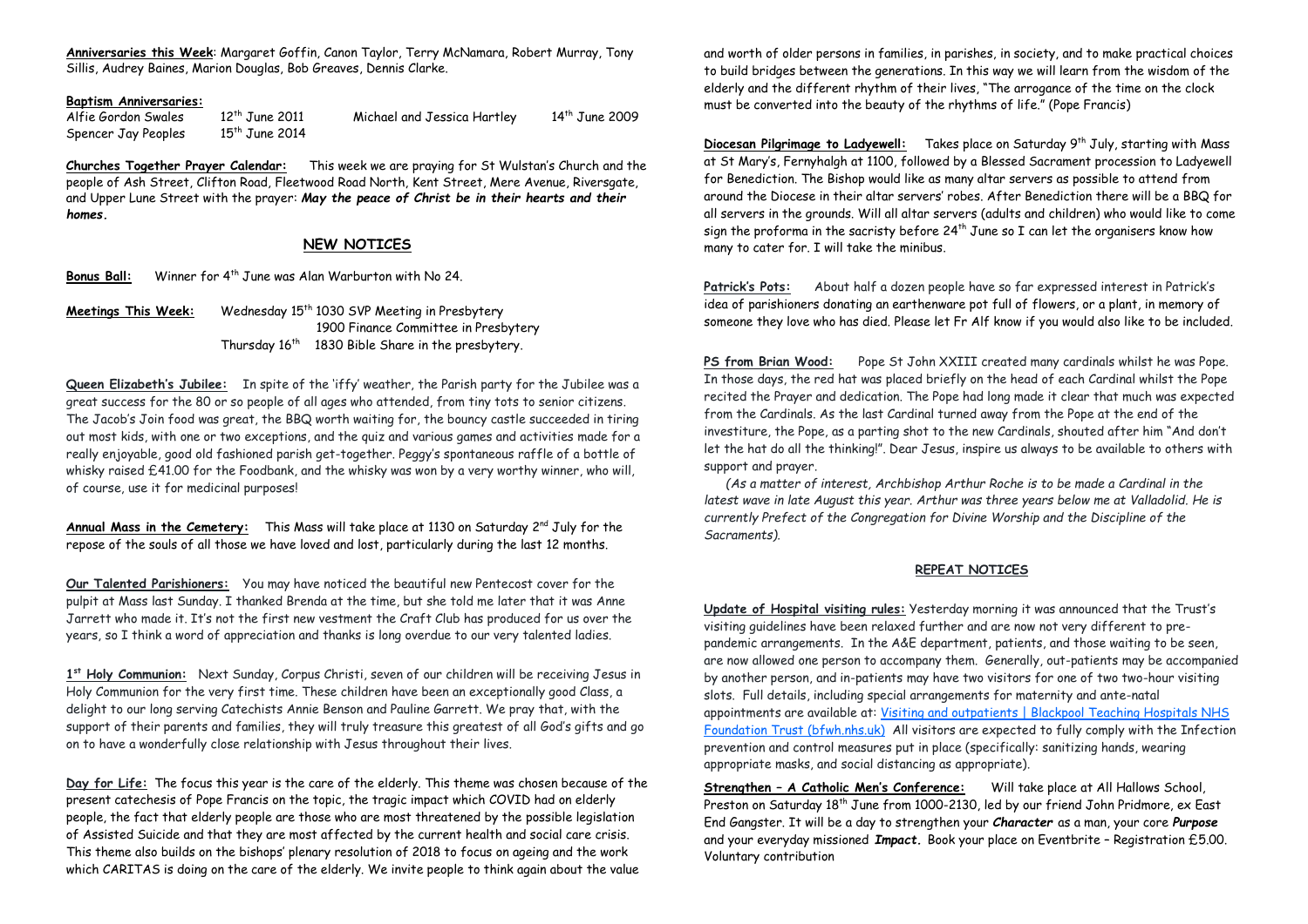**Anniversaries this Week**: Margaret Goffin, Canon Taylor, Terry McNamara, Robert Murray, Tony Sillis, Audrey Baines, Marion Douglas, Bob Greaves, Dennis Clarke.

**Baptism Anniversaries:**

| | | | |
|---|---|---|---|
| Alfie Gordon Swales | 12th June 2011 | Michael and Jessica Hartley | 14th June 2009 |
| Spencer Jay Peoples | 15th June 2014 | | |

**Churches Together Prayer Calendar:** This week we are praying for St Wulstan's Church and the people of Ash Street, Clifton Road, Fleetwood Road North, Kent Street, Mere Avenue, Riversgate, and Upper Lune Street with the prayer: ***May the peace of Christ be in their hearts and their homes.***

## NEW NOTICES

**Bonus Ball:** Winner for 4th June was Alan Warburton with No 24.

**Meetings This Week:** Wednesday 15th 1030 SVP Meeting in Presbytery
1900 Finance Committee in Presbytery
Thursday 16th 1830 Bible Share in the presbytery.

**Queen Elizabeth's Jubilee:** In spite of the 'iffy' weather, the Parish party for the Jubilee was a great success for the 80 or so people of all ages who attended, from tiny tots to senior citizens. The Jacob's Join food was great, the BBQ worth waiting for, the bouncy castle succeeded in tiring out most kids, with one or two exceptions, and the quiz and various games and activities made for a really enjoyable, good old fashioned parish get-together. Peggy's spontaneous raffle of a bottle of whisky raised £41.00 for the Foodbank, and the whisky was won by a very worthy winner, who will, of course, use it for medicinal purposes!

**Annual Mass in the Cemetery:** This Mass will take place at 1130 on Saturday 2nd July for the repose of the souls of all those we have loved and lost, particularly during the last 12 months.

**Our Talented Parishioners:** You may have noticed the beautiful new Pentecost cover for the pulpit at Mass last Sunday. I thanked Brenda at the time, but she told me later that it was Anne Jarrett who made it. It's not the first new vestment the Craft Club has produced for us over the years, so I think a word of appreciation and thanks is long overdue to our very talented ladies.

**1st Holy Communion:** Next Sunday, Corpus Christi, seven of our children will be receiving Jesus in Holy Communion for the very first time. These children have been an exceptionally good Class, a delight to our long serving Catechists Annie Benson and Pauline Garrett. We pray that, with the support of their parents and families, they will truly treasure this greatest of all God's gifts and go on to have a wonderfully close relationship with Jesus throughout their lives.

**Day for Life:** The focus this year is the care of the elderly. This theme was chosen because of the present catechesis of Pope Francis on the topic, the tragic impact which COVID had on elderly people, the fact that elderly people are those who are most threatened by the possible legislation of Assisted Suicide and that they are most affected by the current health and social care crisis. This theme also builds on the bishops' plenary resolution of 2018 to focus on ageing and the work which CARITAS is doing on the care of the elderly. We invite people to think again about the value and worth of older persons in families, in parishes, in society, and to make practical choices to build bridges between the generations. In this way we will learn from the wisdom of the elderly and the different rhythm of their lives, "The arrogance of the time on the clock must be converted into the beauty of the rhythms of life." (Pope Francis)

**Diocesan Pilgrimage to Ladyewell:** Takes place on Saturday 9th July, starting with Mass at St Mary's, Fernyhalgh at 1100, followed by a Blessed Sacrament procession to Ladyewell for Benediction. The Bishop would like as many altar servers as possible to attend from around the Diocese in their altar servers' robes. After Benediction there will be a BBQ for all servers in the grounds. Will all altar servers (adults and children) who would like to come sign the proforma in the sacristy before 24th June so I can let the organisers know how many to cater for. I will take the minibus.

**Patrick's Pots:** About half a dozen people have so far expressed interest in Patrick's idea of parishioners donating an earthenware pot full of flowers, or a plant, in memory of someone they love who has died. Please let Fr Alf know if you would also like to be included.

**PS from Brian Wood:** Pope St John XXIII created many cardinals whilst he was Pope. In those days, the red hat was placed briefly on the head of each Cardinal whilst the Pope recited the Prayer and dedication. The Pope had long made it clear that much was expected from the Cardinals. As the last Cardinal turned away from the Pope at the end of the investiture, the Pope, as a parting shot to the new Cardinals, shouted after him "And don't let the hat do all the thinking!". Dear Jesus, inspire us always to be available to others with support and prayer.

*(As a matter of interest, Archbishop Arthur Roche is to be made a Cardinal in the latest wave in late August this year. Arthur was three years below me at Valladolid. He is currently Prefect of the Congregation for Divine Worship and the Discipline of the Sacraments).*

## REPEAT NOTICES

**Update of Hospital visiting rules:** Yesterday morning it was announced that the Trust's visiting guidelines have been relaxed further and are now not very different to pre-pandemic arrangements. In the A&E department, patients, and those waiting to be seen, are now allowed one person to accompany them. Generally, out-patients may be accompanied by another person, and in-patients may have two visitors for one of two two-hour visiting slots. Full details, including special arrangements for maternity and ante-natal appointments are available at: Visiting and outpatients | Blackpool Teaching Hospitals NHS Foundation Trust (bfwh.nhs.uk) All visitors are expected to fully comply with the Infection prevention and control measures put in place (specifically: sanitizing hands, wearing appropriate masks, and social distancing as appropriate).

**Strengthen – A Catholic Men's Conference:** Will take place at All Hallows School, Preston on Saturday 18th June from 1000-2130, led by our friend John Pridmore, ex East End Gangster. It will be a day to strengthen your ***Character*** as a man, your core ***Purpose*** and your everyday missioned ***Impact.*** Book your place on Eventbrite – Registration £5.00. Voluntary contribution